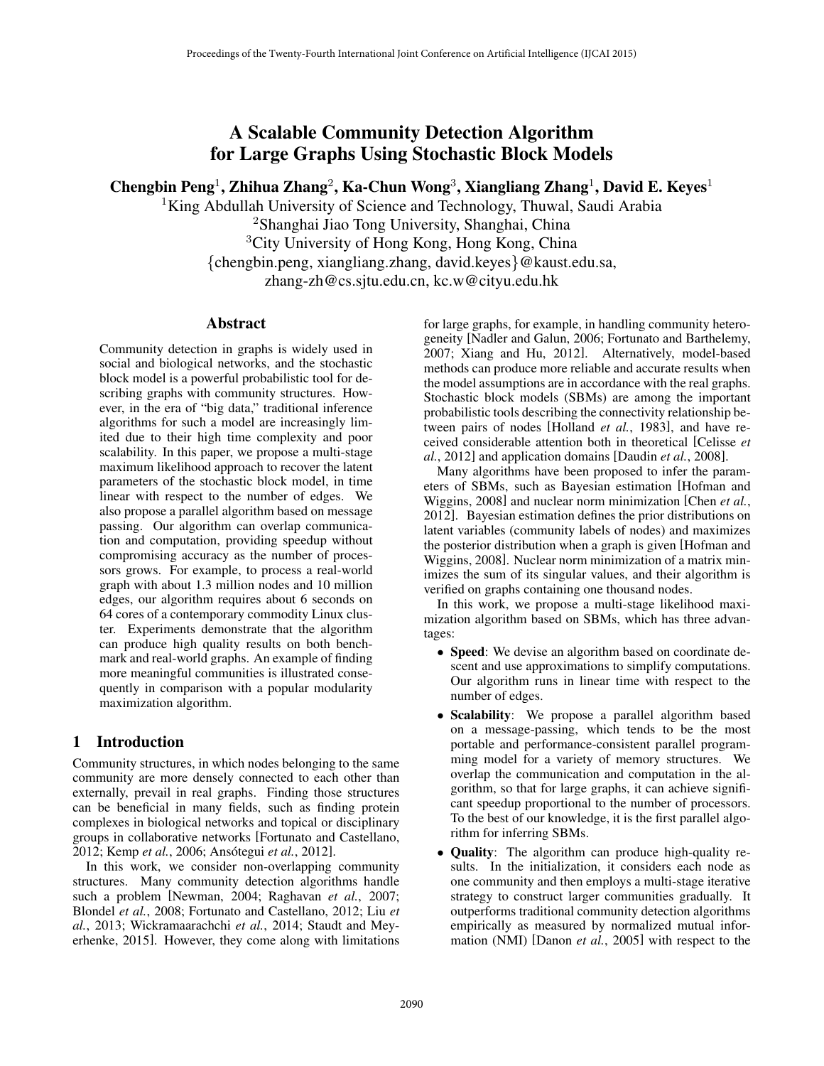# A Scalable Community Detection Algorithm for Large Graphs Using Stochastic Block Models

**Chengbin Peng[1], Zhihua Zhang[2], Ka-Chun Wong[3], Xiangliang Zhang[1], David E. Keyes[1]**

[1]King Abdullah University of Science and Technology, Thuwal, Saudi Arabia
[2]Shanghai Jiao Tong University, Shanghai, China
[3]City University of Hong Kong, Hong Kong, China
{chengbin.peng, xiangliang.zhang, david.keyes}@kaust.edu.sa,
zhang-zh@cs.sjtu.edu.cn, kc.w@cityu.edu.hk

## Abstract

Community detection in graphs is widely used in social and biological networks, and the stochastic block model is a powerful probabilistic tool for describing graphs with community structures. However, in the era of "big data," traditional inference algorithms for such a model are increasingly limited due to their high time complexity and poor scalability. In this paper, we propose a multi-stage maximum likelihood approach to recover the latent parameters of the stochastic block model, in time linear with respect to the number of edges. We also propose a parallel algorithm based on message passing. Our algorithm can overlap communication and computation, providing speedup without compromising accuracy as the number of processors grows. For example, to process a real-world graph with about 1.3 million nodes and 10 million edges, our algorithm requires about 6 seconds on 64 cores of a contemporary commodity Linux cluster. Experiments demonstrate that the algorithm can produce high quality results on both benchmark and real-world graphs. An example of finding more meaningful communities is illustrated consequently in comparison with a popular modularity maximization algorithm.

## 1 Introduction

Community structures, in which nodes belonging to the same community are more densely connected to each other than externally, prevail in real graphs. Finding those structures can be beneficial in many fields, such as finding protein complexes in biological networks and topical or disciplinary groups in collaborative networks [Fortunato and Castellano, 2012; Kemp *et al.*, 2006; Ansótegui *et al.*, 2012].

In this work, we consider non-overlapping community structures. Many community detection algorithms handle such a problem [Newman, 2004; Raghavan *et al.*, 2007; Blondel *et al.*, 2008; Fortunato and Castellano, 2012; Liu *et al.*, 2013; Wickramaarachchi *et al.*, 2014; Staudt and Meyerhenke, 2015]. However, they come along with limitations for large graphs, for example, in handling community heterogeneity [Nadler and Galun, 2006; Fortunato and Barthelemy, 2007; Xiang and Hu, 2012]. Alternatively, model-based methods can produce more reliable and accurate results when the model assumptions are in accordance with the real graphs. Stochastic block models (SBMs) are among the important probabilistic tools describing the connectivity relationship between pairs of nodes [Holland *et al.*, 1983], and have received considerable attention both in theoretical [Celisse *et al.*, 2012] and application domains [Daudin *et al.*, 2008].

Many algorithms have been proposed to infer the parameters of SBMs, such as Bayesian estimation [Hofman and Wiggins, 2008] and nuclear norm minimization [Chen *et al.*, 2012]. Bayesian estimation defines the prior distributions on latent variables (community labels of nodes) and maximizes the posterior distribution when a graph is given [Hofman and Wiggins, 2008]. Nuclear norm minimization of a matrix minimizes the sum of its singular values, and their algorithm is verified on graphs containing one thousand nodes.

In this work, we propose a multi-stage likelihood maximization algorithm based on SBMs, which has three advantages:

- **Speed**: We devise an algorithm based on coordinate descent and use approximations to simplify computations. Our algorithm runs in linear time with respect to the number of edges.
- **Scalability**: We propose a parallel algorithm based on a message-passing, which tends to be the most portable and performance-consistent parallel programming model for a variety of memory structures. We overlap the communication and computation in the algorithm, so that for large graphs, it can achieve significant speedup proportional to the number of processors. To the best of our knowledge, it is the first parallel algorithm for inferring SBMs.
- **Quality**: The algorithm can produce high-quality results. In the initialization, it considers each node as one community and then employs a multi-stage iterative strategy to construct larger communities gradually. It outperforms traditional community detection algorithms empirically as measured by normalized mutual information (NMI) [Danon *et al.*, 2005] with respect to the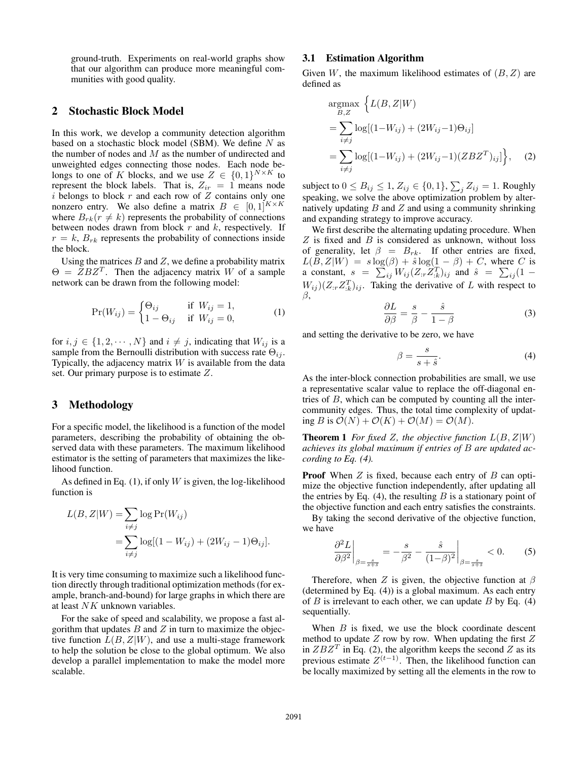ground-truth. Experiments on real-world graphs show that our algorithm can produce more meaningful communities with good quality.

## 2 Stochastic Block Model

In this work, we develop a community detection algorithm based on a stochastic block model (SBM). We define $N$ as the number of nodes and $M$ as the number of undirected and unweighted edges connecting those nodes. Each node belongs to one of $K$ blocks, and we use $Z \in \{0,1\}^{N \times K}$ to represent the block labels. That is, $Z_{ir} = 1$ means node $i$ belongs to block $r$ and each row of $Z$ contains only one nonzero entry. We also define a matrix $B \in [0,1]^{K \times K}$ where $B_{rk} (r \neq k)$ represents the probability of connections between nodes drawn from block $r$ and $k$, respectively. If $r = k$, $B_{rk}$ represents the probability of connections inside the block.

Using the matrices $B$ and $Z$, we define a probability matrix $\Theta = ZBZ^T$. Then the adjacency matrix $W$ of a sample network can be drawn from the following model:

$$\Pr(W_{ij}) = \begin{cases} \Theta_{ij} & \text{if } W_{ij} = 1, \\ 1 - \Theta_{ij} & \text{if } W_{ij} = 0, \end{cases} \tag{1}$$

for $i, j \in \{1, 2, \cdots, N\}$ and $i \neq j$, indicating that $W_{ij}$ is a sample from the Bernoulli distribution with success rate $\Theta_{ij}$. Typically, the adjacency matrix $W$ is available from the data set. Our primary purpose is to estimate $Z$.

## 3 Methodology

For a specific model, the likelihood is a function of the model parameters, describing the probability of obtaining the observed data with these parameters. The maximum likelihood estimator is the setting of parameters that maximizes the likelihood function.

As defined in Eq. (1), if only $W$ is given, the log-likelihood function is

$$\begin{aligned} L(B, Z|W) &= \sum_{i \neq j} \log \Pr(W_{ij}) \\ &= \sum_{i \neq j} \log[(1 - W_{ij}) + (2W_{ij} - 1)\Theta_{ij}]. \end{aligned}$$

It is very time consuming to maximize such a likelihood function directly through traditional optimization methods (for example, branch-and-bound) for large graphs in which there are at least $NK$ unknown variables.

For the sake of speed and scalability, we propose a fast algorithm that updates $B$ and $Z$ in turn to maximize the objective function $L(B, Z|W)$, and use a multi-stage framework to help the solution be close to the global optimum. We also develop a parallel implementation to make the model more scalable.

### 3.1 Estimation Algorithm

Given $W$, the maximum likelihood estimates of $(B, Z)$ are defined as

$$\begin{aligned} &\underset{B,Z}{\operatorname{argmax}} \Big\{ L(B, Z|W) \\ &= \sum_{i \neq j} \log[(1 - W_{ij}) + (2W_{ij} - 1)\Theta_{ij}] \\ &= \sum_{i \neq j} \log[(1 - W_{ij}) + (2W_{ij} - 1)(ZBZ^T)_{ij}] \Big\}, \end{aligned} \tag{2}$$

subject to $0 \leq B_{ij} \leq 1$, $Z_{ij} \in \{0, 1\}$, $\sum_j Z_{ij} = 1$. Roughly speaking, we solve the above optimization problem by alternatively updating $B$ and $Z$ and using a community shrinking and expanding strategy to improve accuracy.

We first describe the alternating updating procedure. When $Z$ is fixed and $B$ is considered as unknown, without loss of generality, let $\beta = B_{rk}$. If other entries are fixed, $L(B, Z|W) = s \log(\beta) + \hat{s} \log(1 - \beta) + C$, where $C$ is a constant, $s = \sum_{ij} W_{ij} (Z_{:r} Z_{:k}^T)_{ij}$ and $\hat{s} = \sum_{ij} (1 - W_{ij})(Z_{:r} Z_{:k}^T)_{ij}$. Taking the derivative of $L$ with respect to $\beta$,

$$\frac{\partial L}{\partial \beta} = \frac{s}{\beta} - \frac{\hat{s}}{1 - \beta} \tag{3}$$

and setting the derivative to be zero, we have

$$\beta = \frac{s}{s + \hat{s}}. \tag{4}$$

As the inter-block connection probabilities are small, we use a representative scalar value to replace the off-diagonal entries of $B$, which can be computed by counting all the inter-community edges. Thus, the total time complexity of updating $B$ is $\mathcal{O}(N) + \mathcal{O}(K) + \mathcal{O}(M) = \mathcal{O}(M)$.

**Theorem 1** *For fixed $Z$, the objective function $L(B, Z|W)$ achieves its global maximum if entries of $B$ are updated according to Eq. (4).*

**Proof** When $Z$ is fixed, because each entry of $B$ can optimize the objective function independently, after updating all the entries by Eq. (4), the resulting $B$ is a stationary point of the objective function and each entry satisfies the constraints.

By taking the second derivative of the objective function, we have

$$\left.\frac{\partial^2 L}{\partial \beta^2}\right|_{\beta = \frac{s}{s+\hat{s}}} = -\frac{s}{\beta^2} - \left.\frac{\hat{s}}{(1-\beta)^2}\right|_{\beta = \frac{s}{s+\hat{s}}} < 0. \tag{5}$$

Therefore, when $Z$ is given, the objective function at $\beta$ (determined by Eq. (4)) is a global maximum. As each entry of $B$ is irrelevant to each other, we can update $B$ by Eq. (4) sequentially.

When $B$ is fixed, we use the block coordinate descent method to update $Z$ row by row. When updating the first $Z$ in $ZBZ^T$ in Eq. (2), the algorithm keeps the second $Z$ as its previous estimate $Z^{(t-1)}$. Then, the likelihood function can be locally maximized by setting all the elements in the row to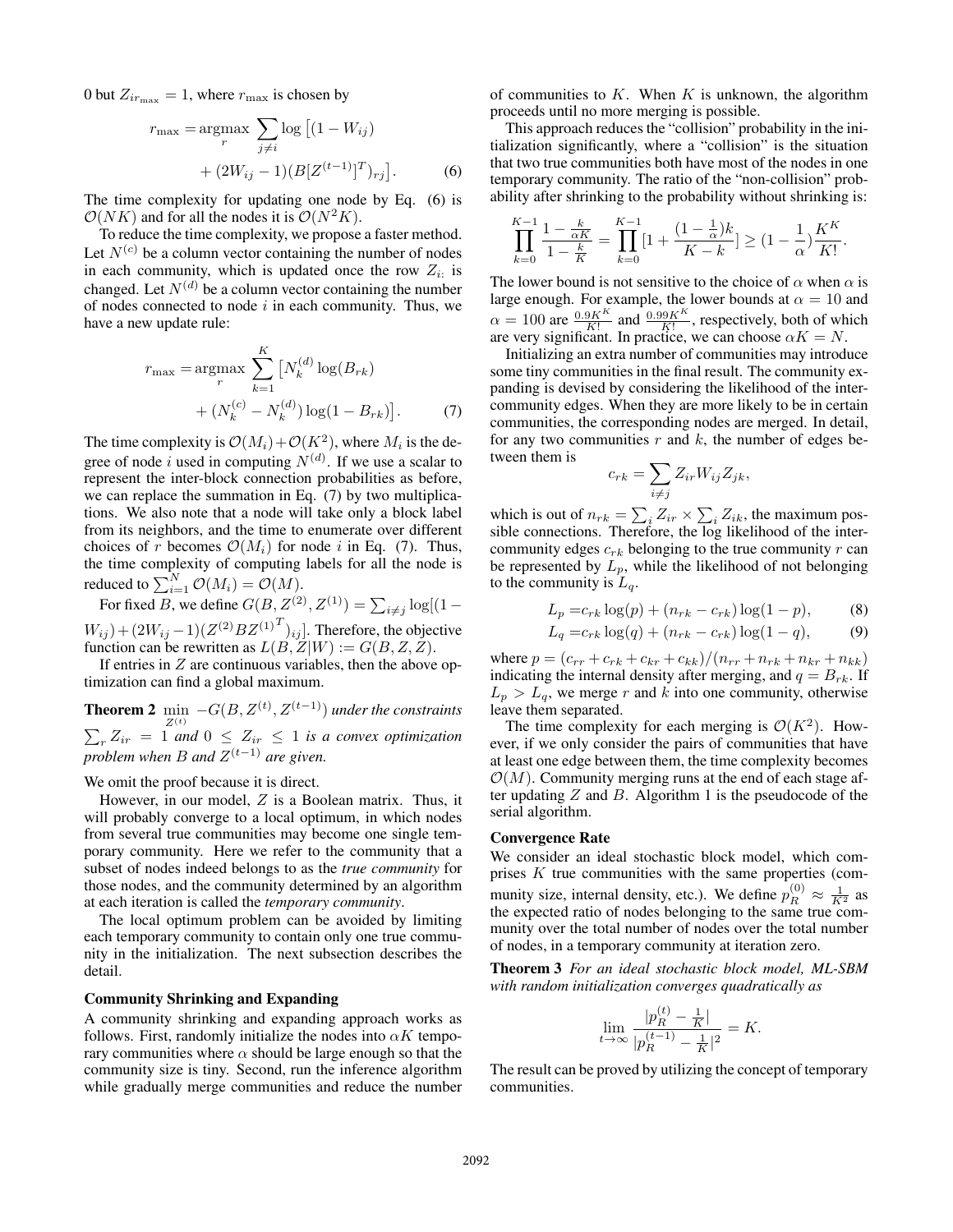0 but $Z_{ir_{\max}} = 1$, where $r_{\max}$ is chosen by

$$r_{\max} = \underset{r}{\operatorname{argmax}} \sum_{j \neq i} \log \left[ (1 - W_{ij}) + (2W_{ij} - 1)(B[Z^{(t-1)}]^T)_{rj} \right]. \qquad (6)$$

The time complexity for updating one node by Eq. (6) is $\mathcal{O}(NK)$ and for all the nodes it is $\mathcal{O}(N^2K)$.

To reduce the time complexity, we propose a faster method. Let $N^{(c)}$ be a column vector containing the number of nodes in each community, which is updated once the row $Z_{i:}$ is changed. Let $N^{(d)}$ be a column vector containing the number of nodes connected to node $i$ in each community. Thus, we have a new update rule:

$$r_{\max} = \underset{r}{\operatorname{argmax}} \sum_{k=1}^{K} \left[ N_k^{(d)} \log(B_{rk}) + (N_k^{(c)} - N_k^{(d)}) \log(1 - B_{rk}) \right]. \qquad (7)$$

The time complexity is $\mathcal{O}(M_i) + \mathcal{O}(K^2)$, where $M_i$ is the degree of node $i$ used in computing $N^{(d)}$. If we use a scalar to represent the inter-block connection probabilities as before, we can replace the summation in Eq. (7) by two multiplications. We also note that a node will take only a block label from its neighbors, and the time to enumerate over different choices of $r$ becomes $\mathcal{O}(M_i)$ for node $i$ in Eq. (7). Thus, the time complexity of computing labels for all the node is reduced to $\sum_{i=1}^{N} \mathcal{O}(M_i) = \mathcal{O}(M)$.

For fixed $B$, we define $G(B, Z^{(2)}, Z^{(1)}) = \sum_{i \neq j} \log[(1 - W_{ij}) + (2W_{ij} - 1)(Z^{(2)} B {Z^{(1)}}^T)_{ij}]$. Therefore, the objective function can be rewritten as $L(B, Z|W) := G(B, Z, Z)$.

If entries in $Z$ are continuous variables, then the above optimization can find a global maximum.

**Theorem 2** *$\min_{Z^{(t)}} -G(B, Z^{(t)}, Z^{(t-1)})$ under the constraints $\sum_r Z_{ir} = 1$ and $0 \leq Z_{ir} \leq 1$ is a convex optimization problem when $B$ and $Z^{(t-1)}$ are given.*

We omit the proof because it is direct.

However, in our model, $Z$ is a Boolean matrix. Thus, it will probably converge to a local optimum, in which nodes from several true communities may become one single temporary community. Here we refer to the community that a subset of nodes indeed belongs to as the *true community* for those nodes, and the community determined by an algorithm at each iteration is called the *temporary community*.

The local optimum problem can be avoided by limiting each temporary community to contain only one true community in the initialization. The next subsection describes the detail.

### Community Shrinking and Expanding

A community shrinking and expanding approach works as follows. First, randomly initialize the nodes into $\alpha K$ temporary communities where $\alpha$ should be large enough so that the community size is tiny. Second, run the inference algorithm while gradually merge communities and reduce the number of communities to $K$. When $K$ is unknown, the algorithm proceeds until no more merging is possible.

This approach reduces the "collision" probability in the initialization significantly, where a "collision" is the situation that two true communities both have most of the nodes in one temporary community. The ratio of the "non-collision" probability after shrinking to the probability without shrinking is:

$$\prod_{k=0}^{K-1} \frac{1 - \frac{k}{\alpha K}}{1 - \frac{k}{K}} = \prod_{k=0}^{K-1} \left[1 + \frac{(1 - \frac{1}{\alpha})k}{K - k}\right] \geq (1 - \frac{1}{\alpha}) \frac{K^K}{K!}.$$

The lower bound is not sensitive to the choice of $\alpha$ when $\alpha$ is large enough. For example, the lower bounds at $\alpha = 10$ and $\alpha = 100$ are $\frac{0.9K^K}{K!}$ and $\frac{0.99K^K}{K!}$, respectively, both of which are very significant. In practice, we can choose $\alpha K = N$.

Initializing an extra number of communities may introduce some tiny communities in the final result. The community expanding is devised by considering the likelihood of the inter-community edges. When they are more likely to be in certain communities, the corresponding nodes are merged. In detail, for any two communities $r$ and $k$, the number of edges between them is

$$c_{rk} = \sum_{i \neq j} Z_{ir} W_{ij} Z_{jk},$$

which is out of $n_{rk} = \sum_i Z_{ir} \times \sum_i Z_{ik}$, the maximum possible connections. Therefore, the log likelihood of the inter-community edges $c_{rk}$ belonging to the true community $r$ can be represented by $L_p$, while the likelihood of not belonging to the community is $L_q$.

$$L_p = c_{rk} \log(p) + (n_{rk} - c_{rk}) \log(1 - p), \qquad (8)$$

$$L_q = c_{rk} \log(q) + (n_{rk} - c_{rk}) \log(1 - q), \qquad (9)$$

where $p = (c_{rr} + c_{rk} + c_{kr} + c_{kk})/(n_{rr} + n_{rk} + n_{kr} + n_{kk})$ indicating the internal density after merging, and $q = B_{rk}$. If $L_p > L_q$, we merge $r$ and $k$ into one community, otherwise leave them separated.

The time complexity for each merging is $\mathcal{O}(K^2)$. However, if we only consider the pairs of communities that have at least one edge between them, the time complexity becomes $\mathcal{O}(M)$. Community merging runs at the end of each stage after updating $Z$ and $B$. Algorithm 1 is the pseudocode of the serial algorithm.

### Convergence Rate

We consider an ideal stochastic block model, which comprises $K$ true communities with the same properties (community size, internal density, etc.). We define $p_R^{(0)} \approx \frac{1}{K^2}$ as the expected ratio of nodes belonging to the same true community over the total number of nodes over the total number of nodes, in a temporary community at iteration zero.

**Theorem 3** *For an ideal stochastic block model, ML-SBM with random initialization converges quadratically as*

$$\lim_{t \to \infty} \frac{|p_R^{(t)} - \frac{1}{K}|}{|p_R^{(t-1)} - \frac{1}{K}|^2} = K.$$

The result can be proved by utilizing the concept of temporary communities.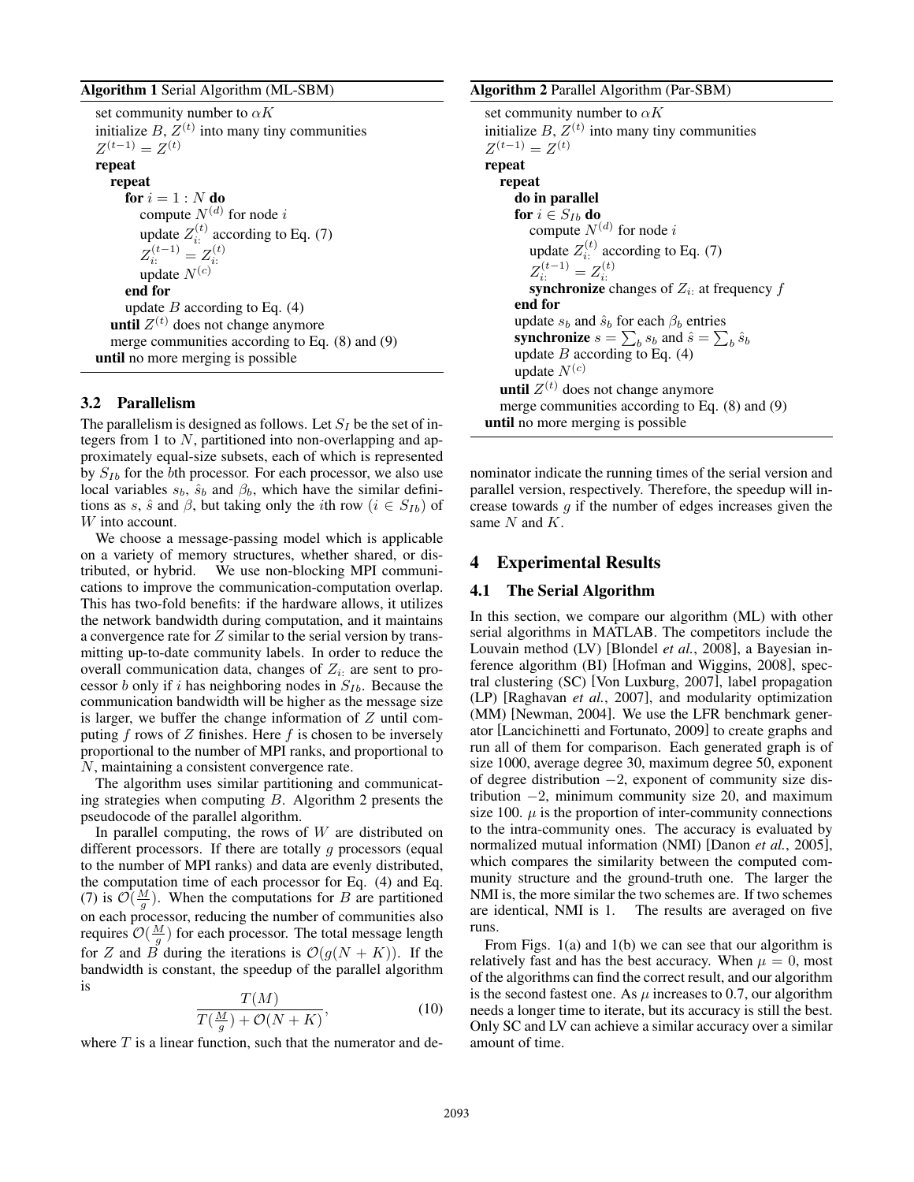**Algorithm 1** Serial Algorithm (ML-SBM)

```
set community number to αK
initialize B, Z^(t) into many tiny communities
Z^(t−1) = Z^(t)
repeat
    repeat
        for i = 1 : N do
            compute N^(d) for node i
            update Z_i:^(t) according to Eq. (7)
            Z_i:^(t−1) = Z_i:^(t)
            update N^(c)
        end for
        update B according to Eq. (4)
    until Z^(t) does not change anymore
    merge communities according to Eq. (8) and (9)
until no more merging is possible
```

### 3.2 Parallelism

The parallelism is designed as follows. Let $S_I$ be the set of integers from 1 to $N$, partitioned into non-overlapping and approximately equal-size subsets, each of which is represented by $S_{Ib}$ for the $b$th processor. For each processor, we also use local variables $s_b$, $\hat{s}_b$ and $\beta_b$, which have the similar definitions as $s$, $\hat{s}$ and $\beta$, but taking only the $i$th row ($i \in S_{Ib}$) of $W$ into account.

We choose a message-passing model which is applicable on a variety of memory structures, whether shared, or distributed, or hybrid. We use non-blocking MPI communications to improve the communication-computation overlap. This has two-fold benefits: if the hardware allows, it utilizes the network bandwidth during computation, and it maintains a convergence rate for $Z$ similar to the serial version by transmitting up-to-date community labels. In order to reduce the overall communication data, changes of $Z_{i:}$ are sent to processor $b$ only if $i$ has neighboring nodes in $S_{Ib}$. Because the communication bandwidth will be higher as the message size is larger, we buffer the change information of $Z$ until computing $f$ rows of $Z$ finishes. Here $f$ is chosen to be inversely proportional to the number of MPI ranks, and proportional to $N$, maintaining a consistent convergence rate.

The algorithm uses similar partitioning and communicating strategies when computing $B$. Algorithm 2 presents the pseudocode of the parallel algorithm.

In parallel computing, the rows of $W$ are distributed on different processors. If there are totally $g$ processors (equal to the number of MPI ranks) and data are evenly distributed, the computation time of each processor for Eq. (4) and Eq. (7) is $\mathcal{O}(\frac{M}{g})$. When the computations for $B$ are partitioned on each processor, reducing the number of communities also requires $\mathcal{O}(\frac{M}{g})$ for each processor. The total message length for $Z$ and $B$ during the iterations is $\mathcal{O}(g(N+K))$. If the bandwidth is constant, the speedup of the parallel algorithm is

$$\frac{T(M)}{T(\frac{M}{g}) + \mathcal{O}(N+K)}, \tag{10}$$

where $T$ is a linear function, such that the numerator and denominator indicate the running times of the serial version and parallel version, respectively. Therefore, the speedup will increase towards $g$ if the number of edges increases given the same $N$ and $K$.

**Algorithm 2** Parallel Algorithm (Par-SBM)

```
set community number to αK
initialize B, Z^(t) into many tiny communities
Z^(t−1) = Z^(t)
repeat
    repeat
        do in parallel
        for i ∈ S_Ib do
            compute N^(d) for node i
            update Z_i:^(t) according to Eq. (7)
            Z_i:^(t−1) = Z_i:^(t)
            synchronize changes of Z_i: at frequency f
        end for
        update s_b and ŝ_b for each β_b entries
        synchronize s = Σ_b s_b and ŝ = Σ_b ŝ_b
        update B according to Eq. (4)
        update N^(c)
    until Z^(t) does not change anymore
    merge communities according to Eq. (8) and (9)
until no more merging is possible
```

## 4 Experimental Results

### 4.1 The Serial Algorithm

In this section, we compare our algorithm (ML) with other serial algorithms in MATLAB. The competitors include the Louvain method (LV) [Blondel *et al.*, 2008], a Bayesian inference algorithm (BI) [Hofman and Wiggins, 2008], spectral clustering (SC) [Von Luxburg, 2007], label propagation (LP) [Raghavan *et al.*, 2007], and modularity optimization (MM) [Newman, 2004]. We use the LFR benchmark generator [Lancichinetti and Fortunato, 2009] to create graphs and run all of them for comparison. Each generated graph is of size 1000, average degree 30, maximum degree 50, exponent of degree distribution $-2$, exponent of community size distribution $-2$, minimum community size 20, and maximum size 100. $\mu$ is the proportion of inter-community connections to the intra-community ones. The accuracy is evaluated by normalized mutual information (NMI) [Danon *et al.*, 2005], which compares the similarity between the computed community structure and the ground-truth one. The larger the NMI is, the more similar the two schemes are. If two schemes are identical, NMI is 1. The results are averaged on five runs.

From Figs. 1(a) and 1(b) we can see that our algorithm is relatively fast and has the best accuracy. When $\mu = 0$, most of the algorithms can find the correct result, and our algorithm is the second fastest one. As $\mu$ increases to 0.7, our algorithm needs a longer time to iterate, but its accuracy is still the best. Only SC and LV can achieve a similar accuracy over a similar amount of time.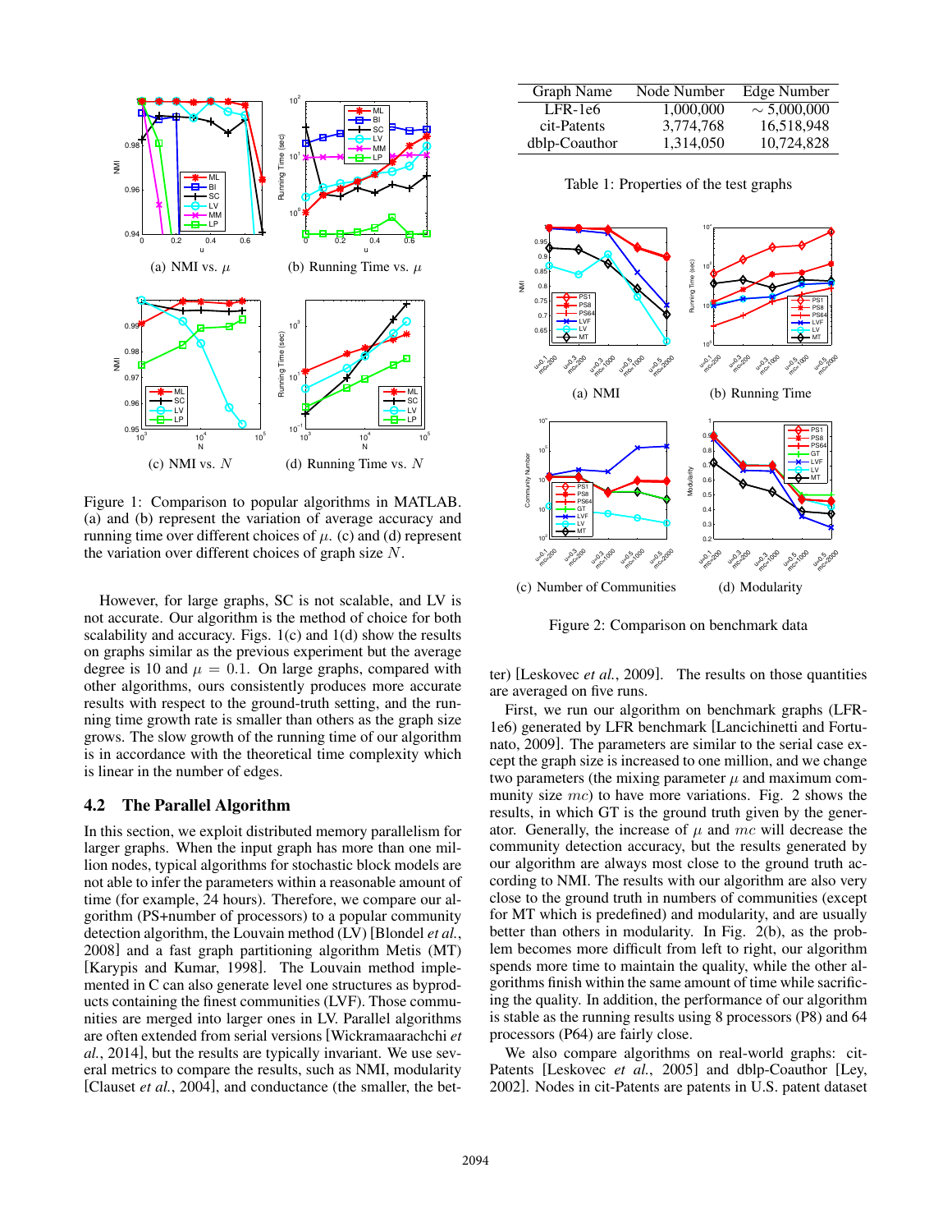(a) NMI vs. $\mu$

(b) Running Time vs. $\mu$

(c) NMI vs. $N$

(d) Running Time vs. $N$

Figure 1: Comparison to popular algorithms in MATLAB. (a) and (b) represent the variation of average accuracy and running time over different choices of $\mu$. (c) and (d) represent the variation over different choices of graph size $N$.

However, for large graphs, SC is not scalable, and LV is not accurate. Our algorithm is the method of choice for both scalability and accuracy. Figs. 1(c) and 1(d) show the results on graphs similar as the previous experiment but the average degree is 10 and $\mu = 0.1$. On large graphs, compared with other algorithms, ours consistently produces more accurate results with respect to the ground-truth setting, and the running time growth rate is smaller than others as the graph size grows. The slow growth of the running time of our algorithm is in accordance with the theoretical time complexity which is linear in the number of edges.

## 4.2 The Parallel Algorithm

In this section, we exploit distributed memory parallelism for larger graphs. When the input graph has more than one million nodes, typical algorithms for stochastic block models are not able to infer the parameters within a reasonable amount of time (for example, 24 hours). Therefore, we compare our algorithm (PS+number of processors) to a popular community detection algorithm, the Louvain method (LV) [Blondel *et al.*, 2008] and a fast graph partitioning algorithm Metis (MT) [Karypis and Kumar, 1998]. The Louvain method implemented in C can also generate level one structures as byproducts containing the finest communities (LVF). Those communities are merged into larger ones in LV. Parallel algorithms are often extended from serial versions [Wickramaarachchi *et al.*, 2014], but the results are typically invariant. We use several metrics to compare the results, such as NMI, modularity [Clauset *et al.*, 2004], and conductance (the smaller, the better) [Leskovec *et al.*, 2009]. The results on those quantities are averaged on five runs.

| Graph Name | Node Number | Edge Number |
|---|---|---|
| LFR-1e6 | 1,000,000 | $\sim$ 5,000,000 |
| cit-Patents | 3,774,768 | 16,518,948 |
| dblp-Coauthor | 1,314,050 | 10,724,828 |

Table 1: Properties of the test graphs

(a) NMI

(b) Running Time

(c) Number of Communities

(d) Modularity

Figure 2: Comparison on benchmark data

First, we run our algorithm on benchmark graphs (LFR-1e6) generated by LFR benchmark [Lancichinetti and Fortunato, 2009]. The parameters are similar to the serial case except the graph size is increased to one million, and we change two parameters (the mixing parameter $\mu$ and maximum community size $mc$) to have more variations. Fig. 2 shows the results, in which GT is the ground truth given by the generator. Generally, the increase of $\mu$ and $mc$ will decrease the community detection accuracy, but the results generated by our algorithm are always most close to the ground truth according to NMI. The results with our algorithm are also very close to the ground truth in numbers of communities (except for MT which is predefined) and modularity, and are usually better than others in modularity. In Fig. 2(b), as the problem becomes more difficult from left to right, our algorithm spends more time to maintain the quality, while the other algorithms finish within the same amount of time while sacrificing the quality. In addition, the performance of our algorithm is stable as the running results using 8 processors (P8) and 64 processors (P64) are fairly close.

We also compare algorithms on real-world graphs: cit-Patents [Leskovec *et al.*, 2005] and dblp-Coauthor [Ley, 2002]. Nodes in cit-Patents are patents in U.S. patent dataset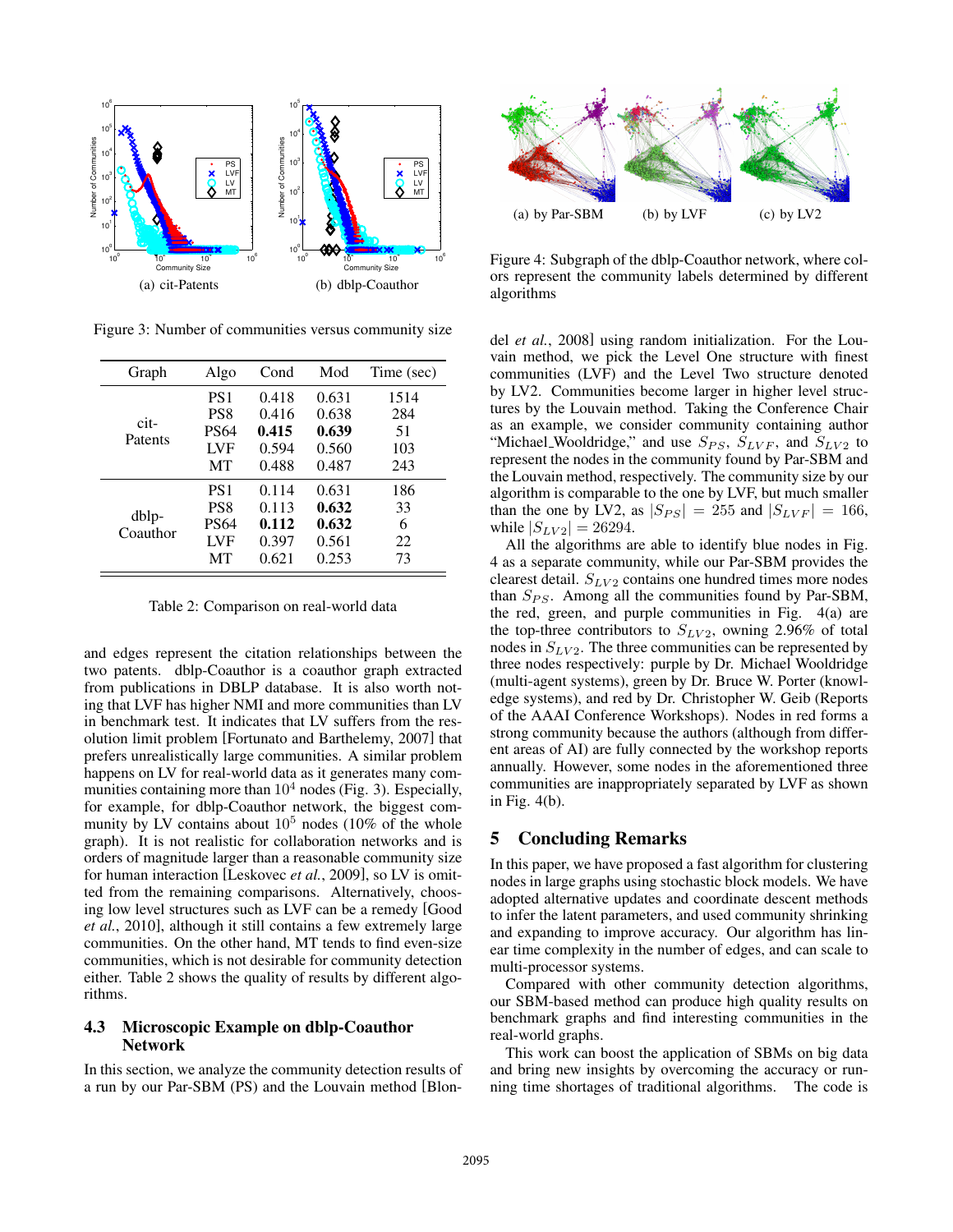(a) cit-Patents (b) dblp-Coauthor

Figure 3: Number of communities versus community size

| Graph | Algo | Cond | Mod | Time (sec) |
|---|---|---|---|---|
| cit-Patents | PS1 | 0.418 | 0.631 | 1514 |
| | PS8 | 0.416 | 0.638 | 284 |
| | PS64 | **0.415** | **0.639** | 51 |
| | LVF | 0.594 | 0.560 | 103 |
| | MT | 0.488 | 0.487 | 243 |
| dblp-Coauthor | PS1 | 0.114 | 0.631 | 186 |
| | PS8 | 0.113 | **0.632** | 33 |
| | PS64 | **0.112** | **0.632** | 6 |
| | LVF | 0.397 | 0.561 | 22 |
| | MT | 0.621 | 0.253 | 73 |

Table 2: Comparison on real-world data

and edges represent the citation relationships between the two patents. dblp-Coauthor is a coauthor graph extracted from publications in DBLP database. It is also worth noting that LVF has higher NMI and more communities than LV in benchmark test. It indicates that LV suffers from the resolution limit problem [Fortunato and Barthelemy, 2007] that prefers unrealistically large communities. A similar problem happens on LV for real-world data as it generates many communities containing more than $10^4$ nodes (Fig. 3). Especially, for example, for dblp-Coauthor network, the biggest community by LV contains about $10^5$ nodes (10% of the whole graph). It is not realistic for collaboration networks and is orders of magnitude larger than a reasonable community size for human interaction [Leskovec *et al.*, 2009], so LV is omitted from the remaining comparisons. Alternatively, choosing low level structures such as LVF can be a remedy [Good *et al.*, 2010], although it still contains a few extremely large communities. On the other hand, MT tends to find even-size communities, which is not desirable for community detection either. Table 2 shows the quality of results by different algorithms.

### 4.3 Microscopic Example on dblp-Coauthor Network

In this section, we analyze the community detection results of a run by our Par-SBM (PS) and the Louvain method [Blondel *et al.*, 2008] using random initialization. For the Louvain method, we pick the Level One structure with finest communities (LVF) and the Level Two structure denoted by LV2. Communities become larger in higher level structures by the Louvain method. Taking the Conference Chair as an example, we consider community containing author "Michael_Wooldridge," and use $S_{PS}$, $S_{LVF}$, and $S_{LV2}$ to represent the nodes in the community found by Par-SBM and the Louvain method, respectively. The community size by our algorithm is comparable to the one by LVF, but much smaller than the one by LV2, as $|S_{PS}| = 255$ and $|S_{LVF}| = 166$, while $|S_{LV2}| = 26294$.

All the algorithms are able to identify blue nodes in Fig. 4 as a separate community, while our Par-SBM provides the clearest detail. $S_{LV2}$ contains one hundred times more nodes than $S_{PS}$. Among all the communities found by Par-SBM, the red, green, and purple communities in Fig. 4(a) are the top-three contributors to $S_{LV2}$, owning 2.96% of total nodes in $S_{LV2}$. The three communities can be represented by three nodes respectively: purple by Dr. Michael Wooldridge (multi-agent systems), green by Dr. Bruce W. Porter (knowledge systems), and red by Dr. Christopher W. Geib (Reports of the AAAI Conference Workshops). Nodes in red forms a strong community because the authors (although from different areas of AI) are fully connected by the workshop reports annually. However, some nodes in the aforementioned three communities are inappropriately separated by LVF as shown in Fig. 4(b).

(a) by Par-SBM (b) by LVF (c) by LV2

Figure 4: Subgraph of the dblp-Coauthor network, where colors represent the community labels determined by different algorithms

## 5 Concluding Remarks

In this paper, we have proposed a fast algorithm for clustering nodes in large graphs using stochastic block models. We have adopted alternative updates and coordinate descent methods to infer the latent parameters, and used community shrinking and expanding to improve accuracy. Our algorithm has linear time complexity in the number of edges, and can scale to multi-processor systems.

Compared with other community detection algorithms, our SBM-based method can produce high quality results on benchmark graphs and find interesting communities in the real-world graphs.

This work can boost the application of SBMs on big data and bring new insights by overcoming the accuracy or running time shortages of traditional algorithms. The code is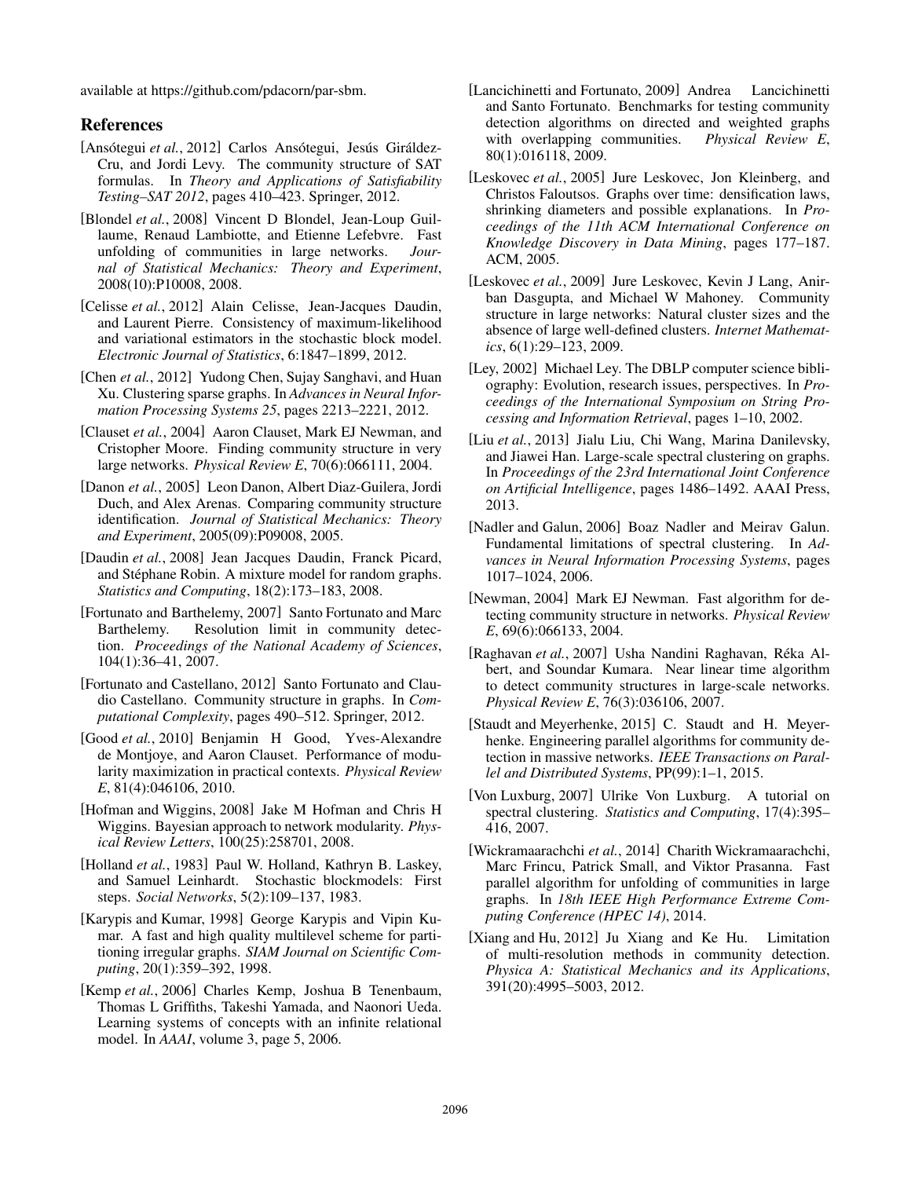available at https://github.com/pdacorn/par-sbm.

## References

[Ansótegui *et al.*, 2012] Carlos Ansótegui, Jesús Giráldez-Cru, and Jordi Levy. The community structure of SAT formulas. In *Theory and Applications of Satisfiability Testing–SAT 2012*, pages 410–423. Springer, 2012.

[Blondel *et al.*, 2008] Vincent D Blondel, Jean-Loup Guillaume, Renaud Lambiotte, and Etienne Lefebvre. Fast unfolding of communities in large networks. *Journal of Statistical Mechanics: Theory and Experiment*, 2008(10):P10008, 2008.

[Celisse *et al.*, 2012] Alain Celisse, Jean-Jacques Daudin, and Laurent Pierre. Consistency of maximum-likelihood and variational estimators in the stochastic block model. *Electronic Journal of Statistics*, 6:1847–1899, 2012.

[Chen *et al.*, 2012] Yudong Chen, Sujay Sanghavi, and Huan Xu. Clustering sparse graphs. In *Advances in Neural Information Processing Systems 25*, pages 2213–2221, 2012.

[Clauset *et al.*, 2004] Aaron Clauset, Mark EJ Newman, and Cristopher Moore. Finding community structure in very large networks. *Physical Review E*, 70(6):066111, 2004.

[Danon *et al.*, 2005] Leon Danon, Albert Diaz-Guilera, Jordi Duch, and Alex Arenas. Comparing community structure identification. *Journal of Statistical Mechanics: Theory and Experiment*, 2005(09):P09008, 2005.

[Daudin *et al.*, 2008] Jean Jacques Daudin, Franck Picard, and Stéphane Robin. A mixture model for random graphs. *Statistics and Computing*, 18(2):173–183, 2008.

[Fortunato and Barthelemy, 2007] Santo Fortunato and Marc Barthelemy. Resolution limit in community detection. *Proceedings of the National Academy of Sciences*, 104(1):36–41, 2007.

[Fortunato and Castellano, 2012] Santo Fortunato and Claudio Castellano. Community structure in graphs. In *Computational Complexity*, pages 490–512. Springer, 2012.

[Good *et al.*, 2010] Benjamin H Good, Yves-Alexandre de Montjoye, and Aaron Clauset. Performance of modularity maximization in practical contexts. *Physical Review E*, 81(4):046106, 2010.

[Hofman and Wiggins, 2008] Jake M Hofman and Chris H Wiggins. Bayesian approach to network modularity. *Physical Review Letters*, 100(25):258701, 2008.

[Holland *et al.*, 1983] Paul W. Holland, Kathryn B. Laskey, and Samuel Leinhardt. Stochastic blockmodels: First steps. *Social Networks*, 5(2):109–137, 1983.

[Karypis and Kumar, 1998] George Karypis and Vipin Kumar. A fast and high quality multilevel scheme for partitioning irregular graphs. *SIAM Journal on Scientific Computing*, 20(1):359–392, 1998.

[Kemp *et al.*, 2006] Charles Kemp, Joshua B Tenenbaum, Thomas L Griffiths, Takeshi Yamada, and Naonori Ueda. Learning systems of concepts with an infinite relational model. In *AAAI*, volume 3, page 5, 2006.

[Lancichinetti and Fortunato, 2009] Andrea Lancichinetti and Santo Fortunato. Benchmarks for testing community detection algorithms on directed and weighted graphs with overlapping communities. *Physical Review E*, 80(1):016118, 2009.

[Leskovec *et al.*, 2005] Jure Leskovec, Jon Kleinberg, and Christos Faloutsos. Graphs over time: densification laws, shrinking diameters and possible explanations. In *Proceedings of the 11th ACM International Conference on Knowledge Discovery in Data Mining*, pages 177–187. ACM, 2005.

[Leskovec *et al.*, 2009] Jure Leskovec, Kevin J Lang, Anirban Dasgupta, and Michael W Mahoney. Community structure in large networks: Natural cluster sizes and the absence of large well-defined clusters. *Internet Mathematics*, 6(1):29–123, 2009.

[Ley, 2002] Michael Ley. The DBLP computer science bibliography: Evolution, research issues, perspectives. In *Proceedings of the International Symposium on String Processing and Information Retrieval*, pages 1–10, 2002.

[Liu *et al.*, 2013] Jialu Liu, Chi Wang, Marina Danilevsky, and Jiawei Han. Large-scale spectral clustering on graphs. In *Proceedings of the 23rd International Joint Conference on Artificial Intelligence*, pages 1486–1492. AAAI Press, 2013.

[Nadler and Galun, 2006] Boaz Nadler and Meirav Galun. Fundamental limitations of spectral clustering. In *Advances in Neural Information Processing Systems*, pages 1017–1024, 2006.

[Newman, 2004] Mark EJ Newman. Fast algorithm for detecting community structure in networks. *Physical Review E*, 69(6):066133, 2004.

[Raghavan *et al.*, 2007] Usha Nandini Raghavan, Réka Albert, and Soundar Kumara. Near linear time algorithm to detect community structures in large-scale networks. *Physical Review E*, 76(3):036106, 2007.

[Staudt and Meyerhenke, 2015] C. Staudt and H. Meyerhenke. Engineering parallel algorithms for community detection in massive networks. *IEEE Transactions on Parallel and Distributed Systems*, PP(99):1–1, 2015.

[Von Luxburg, 2007] Ulrike Von Luxburg. A tutorial on spectral clustering. *Statistics and Computing*, 17(4):395–416, 2007.

[Wickramaarachchi *et al.*, 2014] Charith Wickramaarachchi, Marc Frincu, Patrick Small, and Viktor Prasanna. Fast parallel algorithm for unfolding of communities in large graphs. In *18th IEEE High Performance Extreme Computing Conference (HPEC 14)*, 2014.

[Xiang and Hu, 2012] Ju Xiang and Ke Hu. Limitation of multi-resolution methods in community detection. *Physica A: Statistical Mechanics and its Applications*, 391(20):4995–5003, 2012.